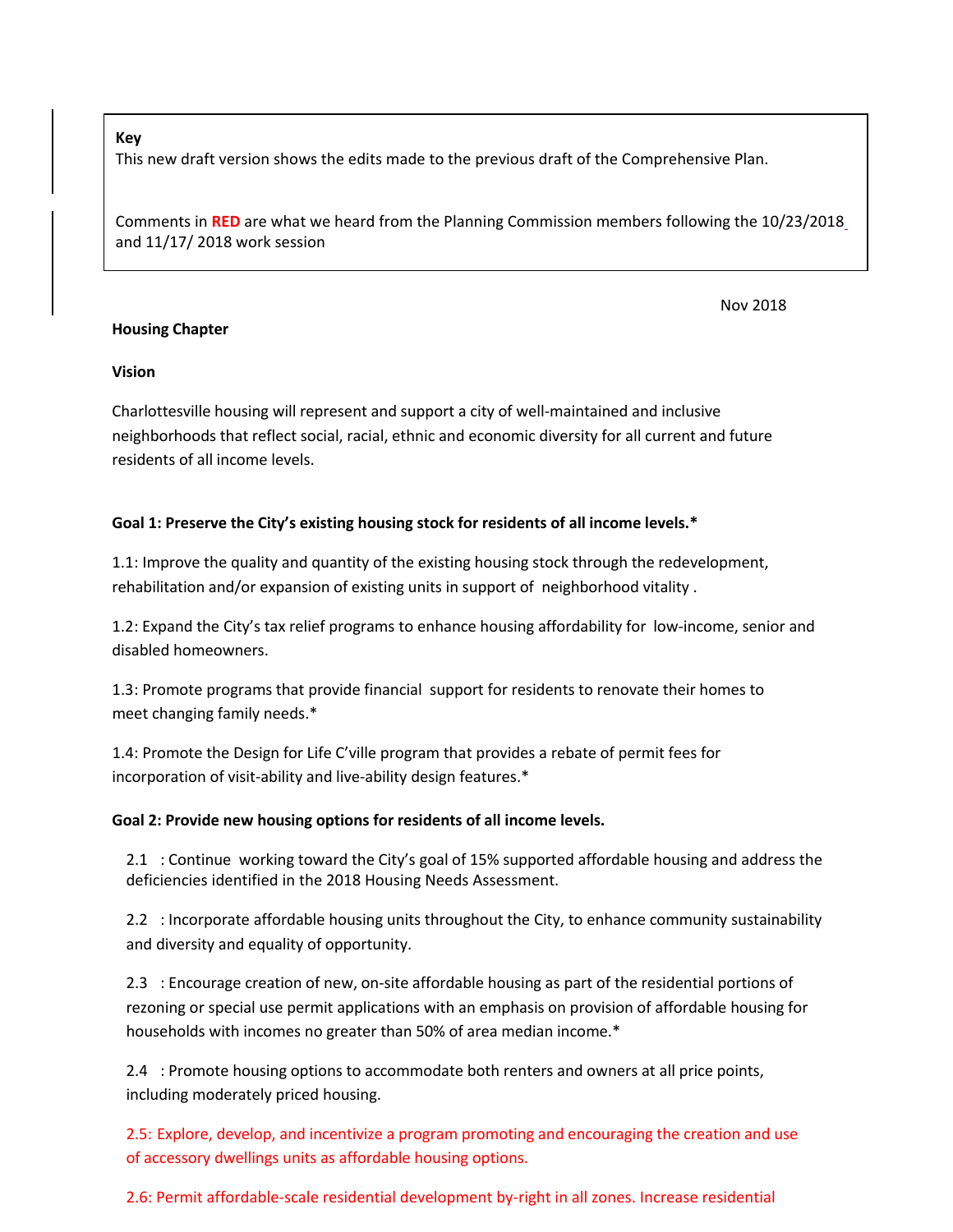**Key**

This new draft version shows the edits made to the previous draft of the Comprehensive Plan.

Comments in **RED** are what we heard from the Planning Commission members following the 10/23/2018 and 11/17/ 2018 work session

Nov 2018

**Housing Chapter**

**Vision**

Charlottesville housing will represent and support a city of well-maintained and inclusive neighborhoods that reflect social, racial, ethnic and economic diversity for all current and future residents of all income levels.

**Goal 1: Preserve the City's existing housing stock for residents of all income levels.***

1.1: Improve the quality and quantity of the existing housing stock through the redevelopment, rehabilitation and/or expansion of existing units in support of neighborhood vitality .

1.2: Expand the City's tax relief programs to enhance housing affordability for low-income, senior and disabled homeowners.

1.3: Promote programs that provide financial support for residents to renovate their homes to meet changing family needs.*

1.4: Promote the Design for Life C'ville program that provides a rebate of permit fees for incorporation of visit-ability and live-ability design features.*

**Goal 2: Provide new housing options for residents of all income levels.**

2.1 : Continue working toward the City's goal of 15% supported affordable housing and address the deficiencies identified in the 2018 Housing Needs Assessment.

2.2 : Incorporate affordable housing units throughout the City, to enhance community sustainability and diversity and equality of opportunity.

2.3 : Encourage creation of new, on-site affordable housing as part of the residential portions of rezoning or special use permit applications with an emphasis on provision of affordable housing for households with incomes no greater than 50% of area median income.*

2.4 : Promote housing options to accommodate both renters and owners at all price points, including moderately priced housing.

2.5: Explore, develop, and incentivize a program promoting and encouraging the creation and use of accessory dwellings units as affordable housing options.

2.6: Permit affordable-scale residential development by-right in all zones. Increase residential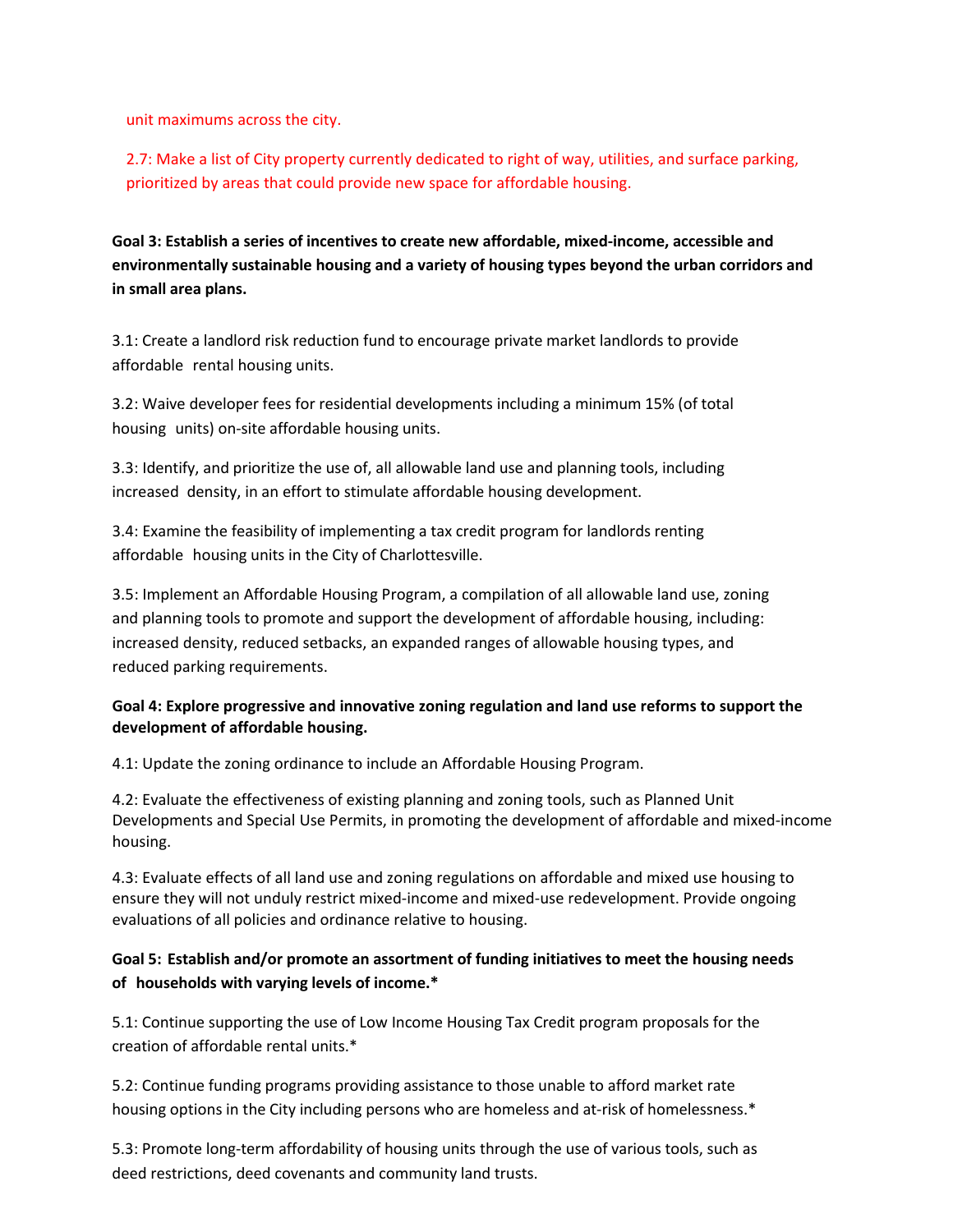unit maximums across the city.

2.7: Make a list of City property currently dedicated to right of way, utilities, and surface parking, prioritized by areas that could provide new space for affordable housing.

**Goal 3: Establish a series of incentives to create new affordable, mixed-income, accessible and environmentally sustainable housing and a variety of housing types beyond the urban corridors and in small area plans.**

3.1: Create a landlord risk reduction fund to encourage private market landlords to provide affordable rental housing units.

3.2: Waive developer fees for residential developments including a minimum 15% (of total housing units) on-site affordable housing units.

3.3: Identify, and prioritize the use of, all allowable land use and planning tools, including increased density, in an effort to stimulate affordable housing development.

3.4: Examine the feasibility of implementing a tax credit program for landlords renting affordable housing units in the City of Charlottesville.

3.5: Implement an Affordable Housing Program, a compilation of all allowable land use, zoning and planning tools to promote and support the development of affordable housing, including: increased density, reduced setbacks, an expanded ranges of allowable housing types, and reduced parking requirements.

**Goal 4: Explore progressive and innovative zoning regulation and land use reforms to support the development of affordable housing.**

4.1: Update the zoning ordinance to include an Affordable Housing Program.

4.2: Evaluate the effectiveness of existing planning and zoning tools, such as Planned Unit Developments and Special Use Permits, in promoting the development of affordable and mixed-income housing.

4.3: Evaluate effects of all land use and zoning regulations on affordable and mixed use housing to ensure they will not unduly restrict mixed-income and mixed-use redevelopment. Provide ongoing evaluations of all policies and ordinance relative to housing.

**Goal 5: Establish and/or promote an assortment of funding initiatives to meet the housing needs of households with varying levels of income.***

5.1: Continue supporting the use of Low Income Housing Tax Credit program proposals for the creation of affordable rental units.*

5.2: Continue funding programs providing assistance to those unable to afford market rate housing options in the City including persons who are homeless and at-risk of homelessness.*

5.3: Promote long-term affordability of housing units through the use of various tools, such as deed restrictions, deed covenants and community land trusts.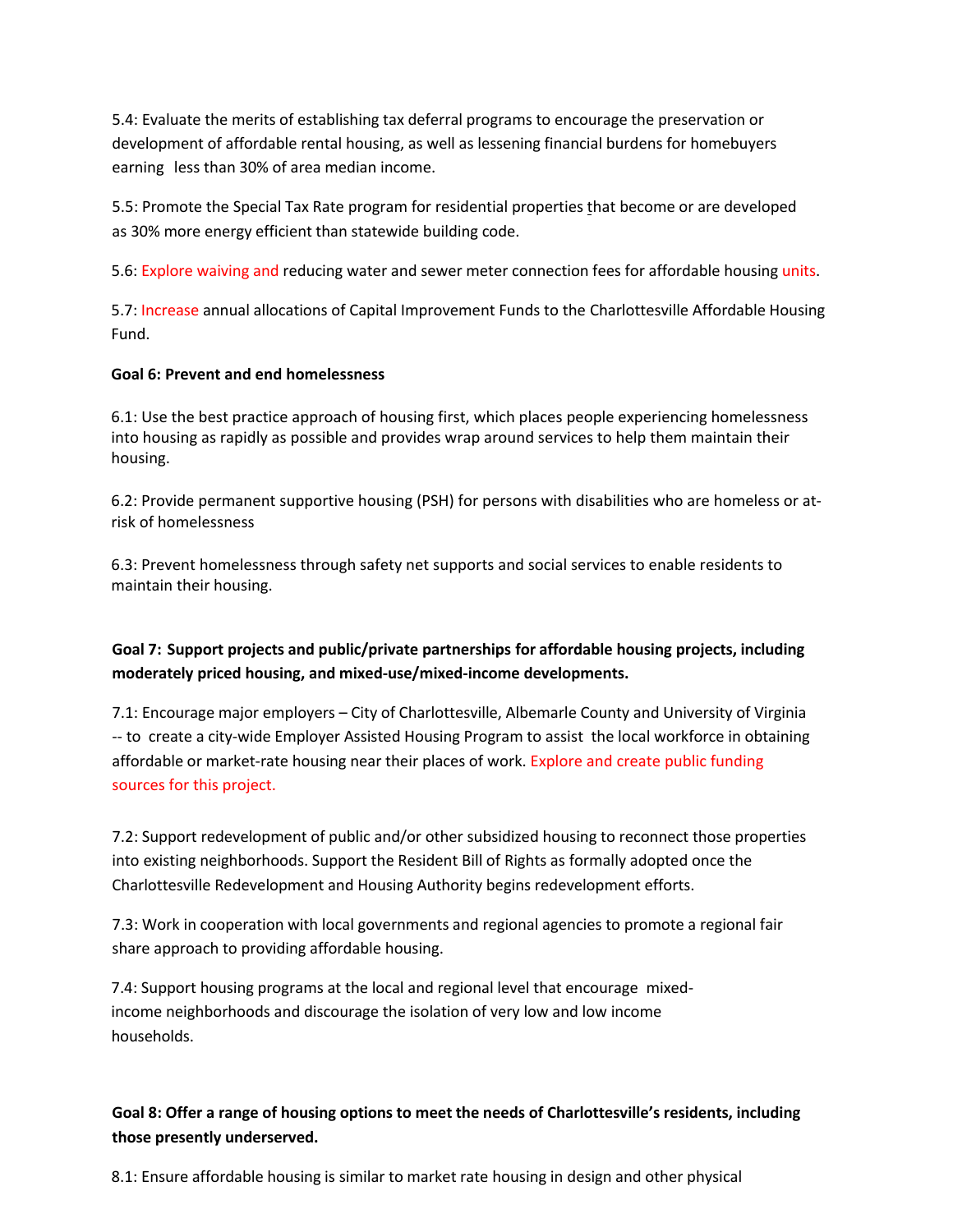5.4: Evaluate the merits of establishing tax deferral programs to encourage the preservation or development of affordable rental housing, as well as lessening financial burdens for homebuyers earning less than 30% of area median income.

5.5: Promote the Special Tax Rate program for residential properties that become or are developed as 30% more energy efficient than statewide building code.

5.6: Explore waiving and reducing water and sewer meter connection fees for affordable housing units.

5.7: Increase annual allocations of Capital Improvement Funds to the Charlottesville Affordable Housing Fund.

**Goal 6: Prevent and end homelessness**

6.1: Use the best practice approach of housing first, which places people experiencing homelessness into housing as rapidly as possible and provides wrap around services to help them maintain their housing.

6.2: Provide permanent supportive housing (PSH) for persons with disabilities who are homeless or at-risk of homelessness

6.3: Prevent homelessness through safety net supports and social services to enable residents to maintain their housing.

**Goal 7: Support projects and public/private partnerships for affordable housing projects, including moderately priced housing, and mixed-use/mixed-income developments.**

7.1: Encourage major employers – City of Charlottesville, Albemarle County and University of Virginia -- to create a city-wide Employer Assisted Housing Program to assist the local workforce in obtaining affordable or market-rate housing near their places of work. Explore and create public funding sources for this project.

7.2: Support redevelopment of public and/or other subsidized housing to reconnect those properties into existing neighborhoods. Support the Resident Bill of Rights as formally adopted once the Charlottesville Redevelopment and Housing Authority begins redevelopment efforts.

7.3: Work in cooperation with local governments and regional agencies to promote a regional fair share approach to providing affordable housing.

7.4: Support housing programs at the local and regional level that encourage mixed-income neighborhoods and discourage the isolation of very low and low income households.

**Goal 8: Offer a range of housing options to meet the needs of Charlottesville's residents, including those presently underserved.**

8.1: Ensure affordable housing is similar to market rate housing in design and other physical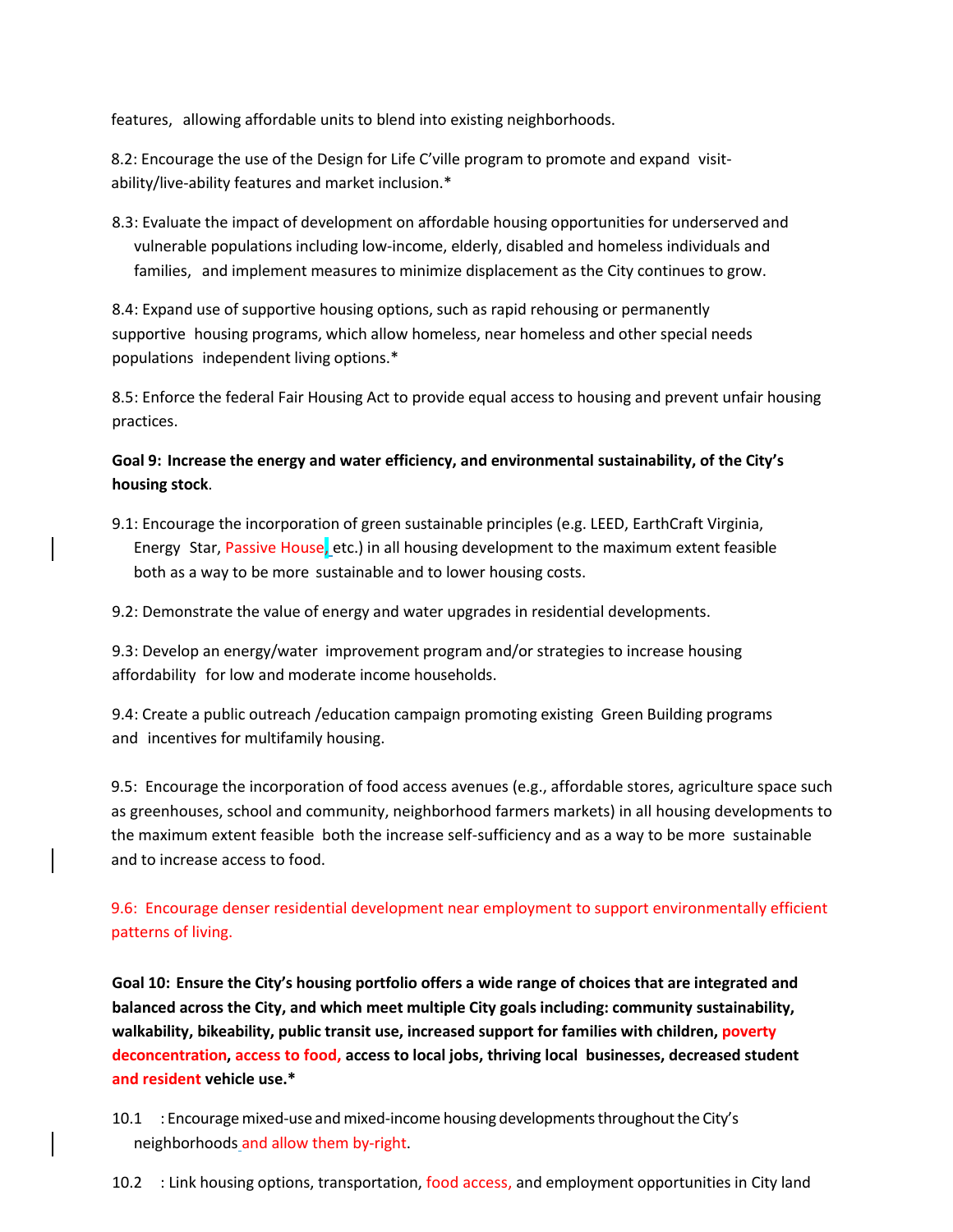features, allowing affordable units to blend into existing neighborhoods.

8.2: Encourage the use of the Design for Life C'ville program to promote and expand visit-ability/live-ability features and market inclusion.*

8.3: Evaluate the impact of development on affordable housing opportunities for underserved and vulnerable populations including low-income, elderly, disabled and homeless individuals and families, and implement measures to minimize displacement as the City continues to grow.

8.4: Expand use of supportive housing options, such as rapid rehousing or permanently supportive housing programs, which allow homeless, near homeless and other special needs populations independent living options.*

8.5: Enforce the federal Fair Housing Act to provide equal access to housing and prevent unfair housing practices.

**Goal 9: Increase the energy and water efficiency, and environmental sustainability, of the City's housing stock**.

9.1: Encourage the incorporation of green sustainable principles (e.g. LEED, EarthCraft Virginia, Energy Star, Passive House, etc.) in all housing development to the maximum extent feasible both as a way to be more sustainable and to lower housing costs.

9.2: Demonstrate the value of energy and water upgrades in residential developments.

9.3: Develop an energy/water improvement program and/or strategies to increase housing affordability for low and moderate income households.

9.4: Create a public outreach /education campaign promoting existing Green Building programs and incentives for multifamily housing.

9.5: Encourage the incorporation of food access avenues (e.g., affordable stores, agriculture space such as greenhouses, school and community, neighborhood farmers markets) in all housing developments to the maximum extent feasible both the increase self-sufficiency and as a way to be more sustainable and to increase access to food.

9.6: Encourage denser residential development near employment to support environmentally efficient patterns of living.

**Goal 10: Ensure the City's housing portfolio offers a wide range of choices that are integrated and balanced across the City, and which meet multiple City goals including: community sustainability, walkability, bikeability, public transit use, increased support for families with children, poverty deconcentration, access to food, access to local jobs, thriving local businesses, decreased student and resident vehicle use.***

10.1 : Encourage mixed-use and mixed-income housing developments throughout the City's neighborhoods and allow them by-right.

10.2 : Link housing options, transportation, food access, and employment opportunities in City land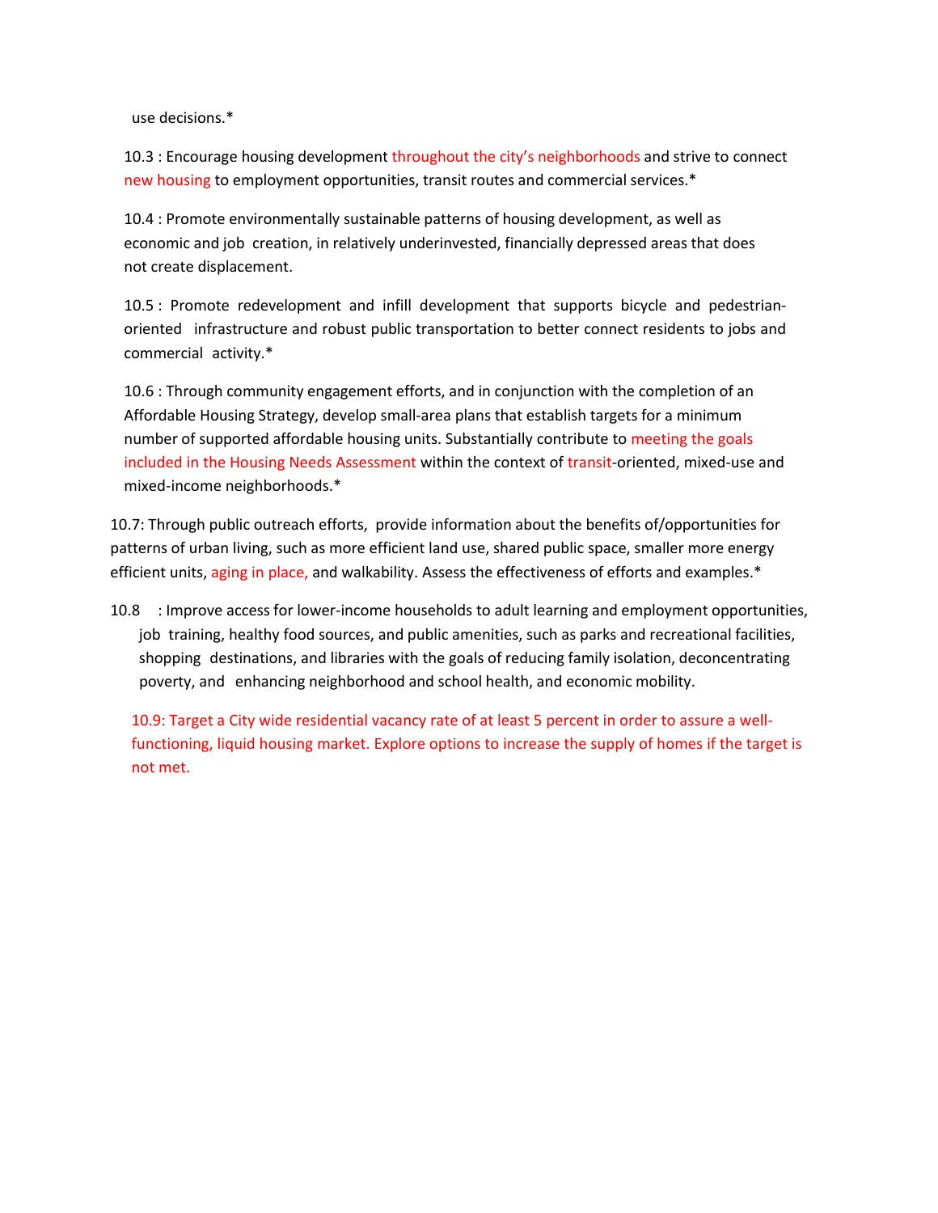use decisions.*

10.3 : Encourage housing development throughout the city's neighborhoods and strive to connect new housing to employment opportunities, transit routes and commercial services.*

10.4 : Promote environmentally sustainable patterns of housing development, as well as economic and job creation, in relatively underinvested, financially depressed areas that does not create displacement.

10.5 : Promote redevelopment and infill development that supports bicycle and pedestrian-oriented infrastructure and robust public transportation to better connect residents to jobs and commercial activity.*

10.6 : Through community engagement efforts, and in conjunction with the completion of an Affordable Housing Strategy, develop small-area plans that establish targets for a minimum number of supported affordable housing units. Substantially contribute to meeting the goals included in the Housing Needs Assessment within the context of transit-oriented, mixed-use and mixed-income neighborhoods.*

10.7: Through public outreach efforts, provide information about the benefits of/opportunities for patterns of urban living, such as more efficient land use, shared public space, smaller more energy efficient units, aging in place, and walkability. Assess the effectiveness of efforts and examples.*

10.8 : Improve access for lower-income households to adult learning and employment opportunities, job training, healthy food sources, and public amenities, such as parks and recreational facilities, shopping destinations, and libraries with the goals of reducing family isolation, deconcentrating poverty, and enhancing neighborhood and school health, and economic mobility.

10.9: Target a City wide residential vacancy rate of at least 5 percent in order to assure a well-functioning, liquid housing market. Explore options to increase the supply of homes if the target is not met.